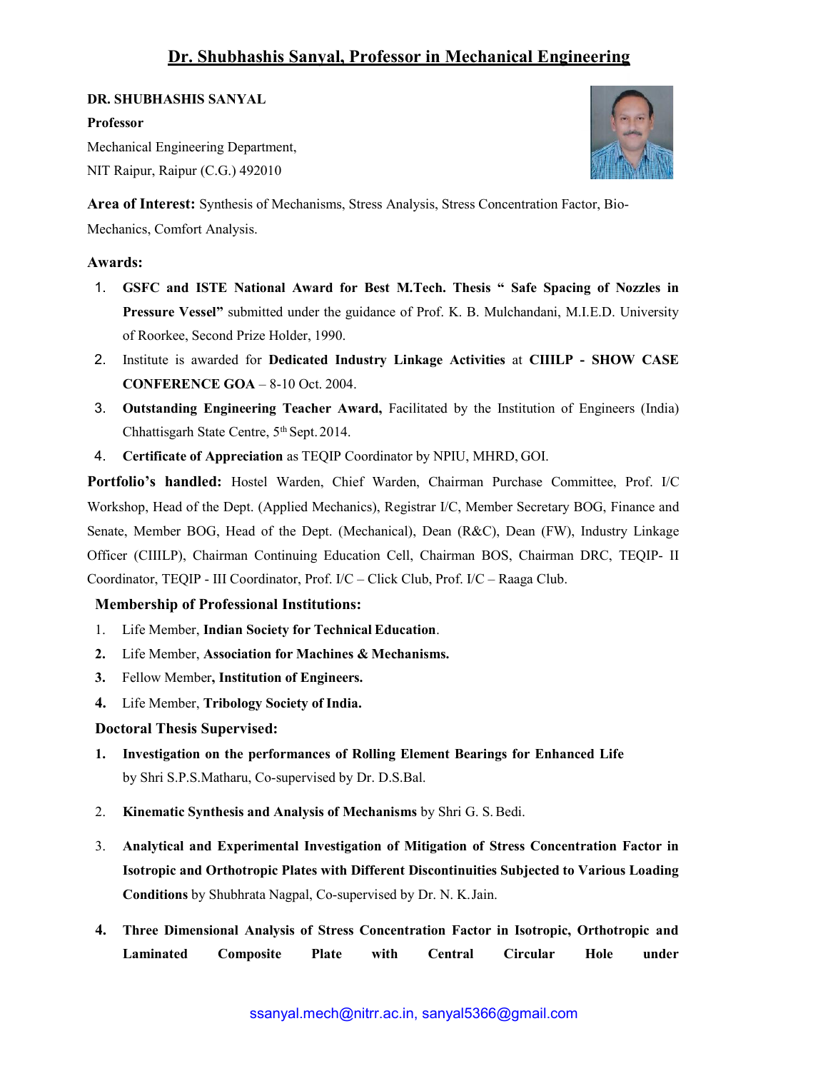# Dr. Shubhashis Sanyal, Professor in Mechanical Engineering

**DR. SHUBHASHIS SANYAL**

**Professor**

Mechanical Engineering Department,

NIT Raipur, Raipur (C.G.) 492010

**Area of Interest:** Synthesis of Mechanisms, Stress Analysis, Stress Concentration Factor, Bio-Mechanics, Comfort Analysis.

**Awards:**

1. **GSFC and ISTE National Award for Best M.Tech. Thesis " Safe Spacing of Nozzles in Pressure Vessel"** submitted under the guidance of Prof. K. B. Mulchandani, M.I.E.D. University of Roorkee, Second Prize Holder, 1990.
2. Institute is awarded for **Dedicated Industry Linkage Activities** at **CIIILP - SHOW CASE CONFERENCE GOA** – 8-10 Oct. 2004.
3. **Outstanding Engineering Teacher Award,** Facilitated by the Institution of Engineers (India) Chhattisgarh State Centre, 5th Sept. 2014.
4. **Certificate of Appreciation** as TEQIP Coordinator by NPIU, MHRD, GOI.

**Portfolio's handled:** Hostel Warden, Chief Warden, Chairman Purchase Committee, Prof. I/C Workshop, Head of the Dept. (Applied Mechanics), Registrar I/C, Member Secretary BOG, Finance and Senate, Member BOG, Head of the Dept. (Mechanical), Dean (R&C), Dean (FW), Industry Linkage Officer (CIIILP), Chairman Continuing Education Cell, Chairman BOS, Chairman DRC, TEQIP- II Coordinator, TEQIP - III Coordinator, Prof. I/C – Click Club, Prof. I/C – Raaga Club.

**Membership of Professional Institutions:**

1. Life Member, **Indian Society for Technical Education**.
2. Life Member, **Association for Machines & Mechanisms.**
3. Fellow Member**, Institution of Engineers.**
4. Life Member, **Tribology Society of India.**

**Doctoral Thesis Supervised:**

1. **Investigation on the performances of Rolling Element Bearings for Enhanced Life** by Shri S.P.S.Matharu, Co-supervised by Dr. D.S.Bal.
2. **Kinematic Synthesis and Analysis of Mechanisms** by Shri G. S. Bedi.
3. **Analytical and Experimental Investigation of Mitigation of Stress Concentration Factor in Isotropic and Orthotropic Plates with Different Discontinuities Subjected to Various Loading Conditions** by Shubhrata Nagpal, Co-supervised by Dr. N. K. Jain.
4. **Three Dimensional Analysis of Stress Concentration Factor in Isotropic, Orthotropic and Laminated Composite Plate with Central Circular Hole under**

ssanyal.mech@nitrr.ac.in, sanyal5366@gmail.com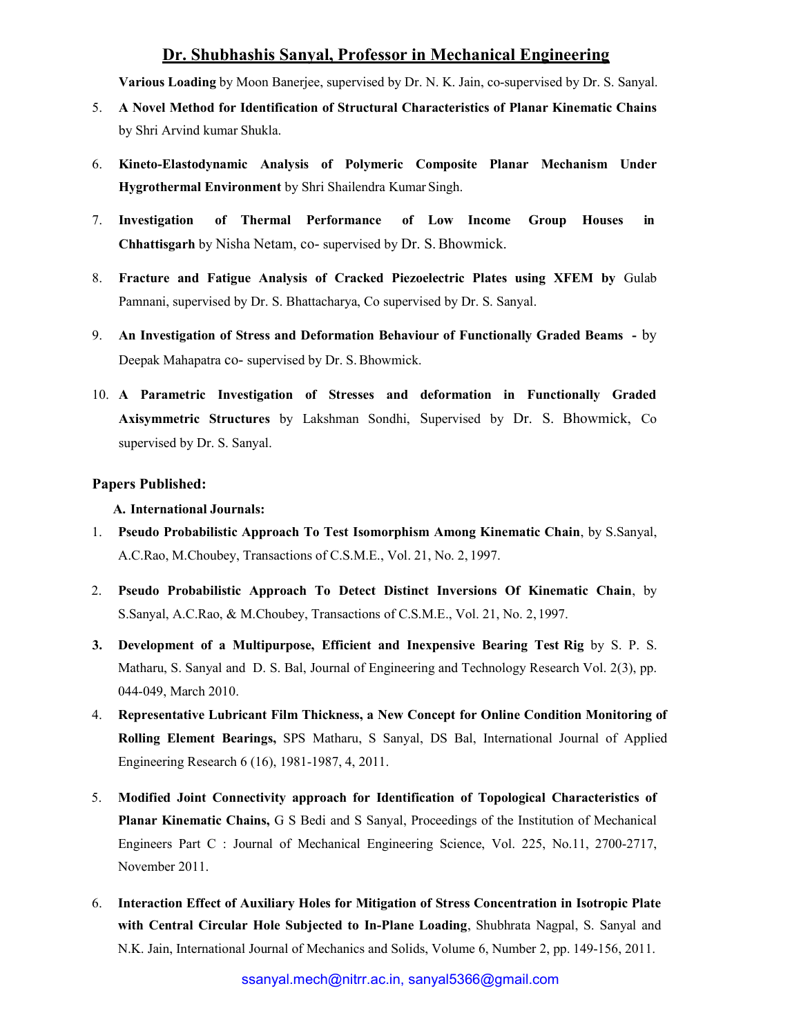**Various Loading** by Moon Banerjee, supervised by Dr. N. K. Jain, co-supervised by Dr. S. Sanyal.

5. **A Novel Method for Identification of Structural Characteristics of Planar Kinematic Chains** by Shri Arvind kumar Shukla.

6. **Kineto-Elastodynamic Analysis of Polymeric Composite Planar Mechanism Under Hygrothermal Environment** by Shri Shailendra Kumar Singh.

7. **Investigation of Thermal Performance of Low Income Group Houses in Chhattisgarh** by Nisha Netam, co- supervised by Dr. S. Bhowmick.

8. **Fracture and Fatigue Analysis of Cracked Piezoelectric Plates using XFEM by** Gulab Pamnani, supervised by Dr. S. Bhattacharya, Co supervised by Dr. S. Sanyal.

9. **An Investigation of Stress and Deformation Behaviour of Functionally Graded Beams -** by Deepak Mahapatra co- supervised by Dr. S. Bhowmick.

10. **A Parametric Investigation of Stresses and deformation in Functionally Graded Axisymmetric Structures** by Lakshman Sondhi, Supervised by Dr. S. Bhowmick, Co supervised by Dr. S. Sanyal.

### Papers Published:

#### A. International Journals:

1. **Pseudo Probabilistic Approach To Test Isomorphism Among Kinematic Chain**, by S.Sanyal, A.C.Rao, M.Choubey, Transactions of C.S.M.E., Vol. 21, No. 2, 1997.

2. **Pseudo Probabilistic Approach To Detect Distinct Inversions Of Kinematic Chain**, by S.Sanyal, A.C.Rao, & M.Choubey, Transactions of C.S.M.E., Vol. 21, No. 2, 1997.

3. **Development of a Multipurpose, Efficient and Inexpensive Bearing Test Rig** by S. P. S. Matharu, S. Sanyal and D. S. Bal, Journal of Engineering and Technology Research Vol. 2(3), pp. 044-049, March 2010.

4. **Representative Lubricant Film Thickness, a New Concept for Online Condition Monitoring of Rolling Element Bearings,** SPS Matharu, S Sanyal, DS Bal, International Journal of Applied Engineering Research 6 (16), 1981-1987, 4, 2011.

5. **Modified Joint Connectivity approach for Identification of Topological Characteristics of Planar Kinematic Chains,** G S Bedi and S Sanyal, Proceedings of the Institution of Mechanical Engineers Part C : Journal of Mechanical Engineering Science, Vol. 225, No.11, 2700-2717, November 2011.

6. **Interaction Effect of Auxiliary Holes for Mitigation of Stress Concentration in Isotropic Plate with Central Circular Hole Subjected to In-Plane Loading**, Shubhrata Nagpal, S. Sanyal and N.K. Jain, International Journal of Mechanics and Solids, Volume 6, Number 2, pp. 149-156, 2011.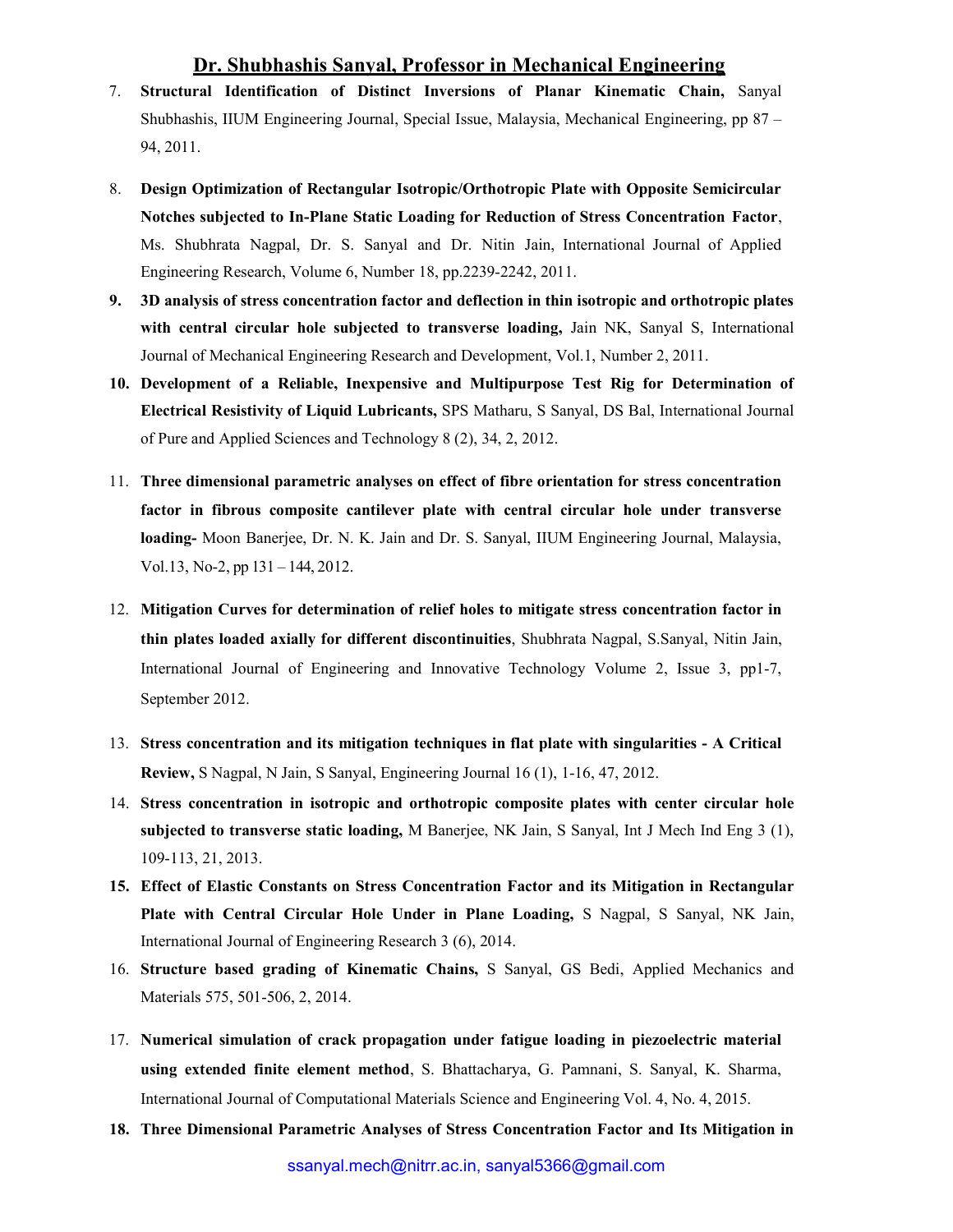7. **Structural Identification of Distinct Inversions of Planar Kinematic Chain,** Sanyal Shubhashis, IIUM Engineering Journal, Special Issue, Malaysia, Mechanical Engineering, pp 87 – 94, 2011.

8. **Design Optimization of Rectangular Isotropic/Orthotropic Plate with Opposite Semicircular Notches subjected to In-Plane Static Loading for Reduction of Stress Concentration Factor**, Ms. Shubhrata Nagpal, Dr. S. Sanyal and Dr. Nitin Jain, International Journal of Applied Engineering Research, Volume 6, Number 18, pp.2239-2242, 2011.

9. **3D analysis of stress concentration factor and deflection in thin isotropic and orthotropic plates with central circular hole subjected to transverse loading,** Jain NK, Sanyal S, International Journal of Mechanical Engineering Research and Development, Vol.1, Number 2, 2011.

10. **Development of a Reliable, Inexpensive and Multipurpose Test Rig for Determination of Electrical Resistivity of Liquid Lubricants,** SPS Matharu, S Sanyal, DS Bal, International Journal of Pure and Applied Sciences and Technology 8 (2), 34, 2, 2012.

11. **Three dimensional parametric analyses on effect of fibre orientation for stress concentration factor in fibrous composite cantilever plate with central circular hole under transverse loading-** Moon Banerjee, Dr. N. K. Jain and Dr. S. Sanyal, IIUM Engineering Journal, Malaysia, Vol.13, No-2, pp 131 – 144, 2012.

12. **Mitigation Curves for determination of relief holes to mitigate stress concentration factor in thin plates loaded axially for different discontinuities**, Shubhrata Nagpal, S.Sanyal, Nitin Jain, International Journal of Engineering and Innovative Technology Volume 2, Issue 3, pp1-7, September 2012.

13. **Stress concentration and its mitigation techniques in flat plate with singularities - A Critical Review,** S Nagpal, N Jain, S Sanyal, Engineering Journal 16 (1), 1-16, 47, 2012.

14. **Stress concentration in isotropic and orthotropic composite plates with center circular hole subjected to transverse static loading,** M Banerjee, NK Jain, S Sanyal, Int J Mech Ind Eng 3 (1), 109-113, 21, 2013.

15. **Effect of Elastic Constants on Stress Concentration Factor and its Mitigation in Rectangular Plate with Central Circular Hole Under in Plane Loading,** S Nagpal, S Sanyal, NK Jain, International Journal of Engineering Research 3 (6), 2014.

16. **Structure based grading of Kinematic Chains,** S Sanyal, GS Bedi, Applied Mechanics and Materials 575, 501-506, 2, 2014.

17. **Numerical simulation of crack propagation under fatigue loading in piezoelectric material using extended finite element method**, S. Bhattacharya, G. Pamnani, S. Sanyal, K. Sharma, International Journal of Computational Materials Science and Engineering Vol. 4, No. 4, 2015.

18. **Three Dimensional Parametric Analyses of Stress Concentration Factor and Its Mitigation in**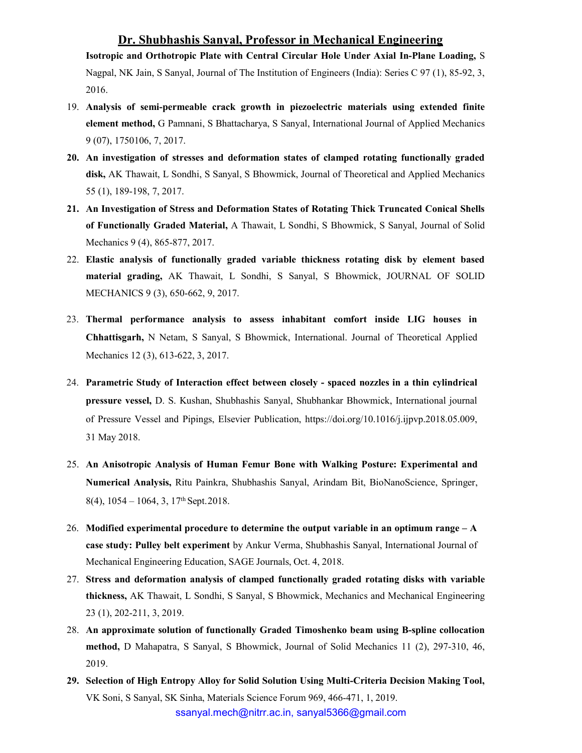**Isotropic and Orthotropic Plate with Central Circular Hole Under Axial In-Plane Loading,** S Nagpal, NK Jain, S Sanyal, Journal of The Institution of Engineers (India): Series C 97 (1), 85-92, 3, 2016.

19. **Analysis of semi-permeable crack growth in piezoelectric materials using extended finite element method,** G Pamnani, S Bhattacharya, S Sanyal, International Journal of Applied Mechanics 9 (07), 1750106, 7, 2017.
20. **An investigation of stresses and deformation states of clamped rotating functionally graded disk,** AK Thawait, L Sondhi, S Sanyal, S Bhowmick, Journal of Theoretical and Applied Mechanics 55 (1), 189-198, 7, 2017.
21. **An Investigation of Stress and Deformation States of Rotating Thick Truncated Conical Shells of Functionally Graded Material,** A Thawait, L Sondhi, S Bhowmick, S Sanyal, Journal of Solid Mechanics 9 (4), 865-877, 2017.
22. **Elastic analysis of functionally graded variable thickness rotating disk by element based material grading,** AK Thawait, L Sondhi, S Sanyal, S Bhowmick, JOURNAL OF SOLID MECHANICS 9 (3), 650-662, 9, 2017.
23. **Thermal performance analysis to assess inhabitant comfort inside LIG houses in Chhattisgarh,** N Netam, S Sanyal, S Bhowmick, International. Journal of Theoretical Applied Mechanics 12 (3), 613-622, 3, 2017.
24. **Parametric Study of Interaction effect between closely - spaced nozzles in a thin cylindrical pressure vessel,** D. S. Kushan, Shubhashis Sanyal, Shubhankar Bhowmick, International journal of Pressure Vessel and Pipings, Elsevier Publication, https://doi.org/10.1016/j.ijpvp.2018.05.009, 31 May 2018.
25. **An Anisotropic Analysis of Human Femur Bone with Walking Posture: Experimental and Numerical Analysis,** Ritu Painkra, Shubhashis Sanyal, Arindam Bit, BioNanoScience, Springer, 8(4), 1054 – 1064, 3, 17th Sept. 2018.
26. **Modified experimental procedure to determine the output variable in an optimum range – A case study: Pulley belt experiment** by Ankur Verma, Shubhashis Sanyal, International Journal of Mechanical Engineering Education, SAGE Journals, Oct. 4, 2018.
27. **Stress and deformation analysis of clamped functionally graded rotating disks with variable thickness,** AK Thawait, L Sondhi, S Sanyal, S Bhowmick, Mechanics and Mechanical Engineering 23 (1), 202-211, 3, 2019.
28. **An approximate solution of functionally Graded Timoshenko beam using B-spline collocation method,** D Mahapatra, S Sanyal, S Bhowmick, Journal of Solid Mechanics 11 (2), 297-310, 46, 2019.
29. **Selection of High Entropy Alloy for Solid Solution Using Multi-Criteria Decision Making Tool,** VK Soni, S Sanyal, SK Sinha, Materials Science Forum 969, 466-471, 1, 2019.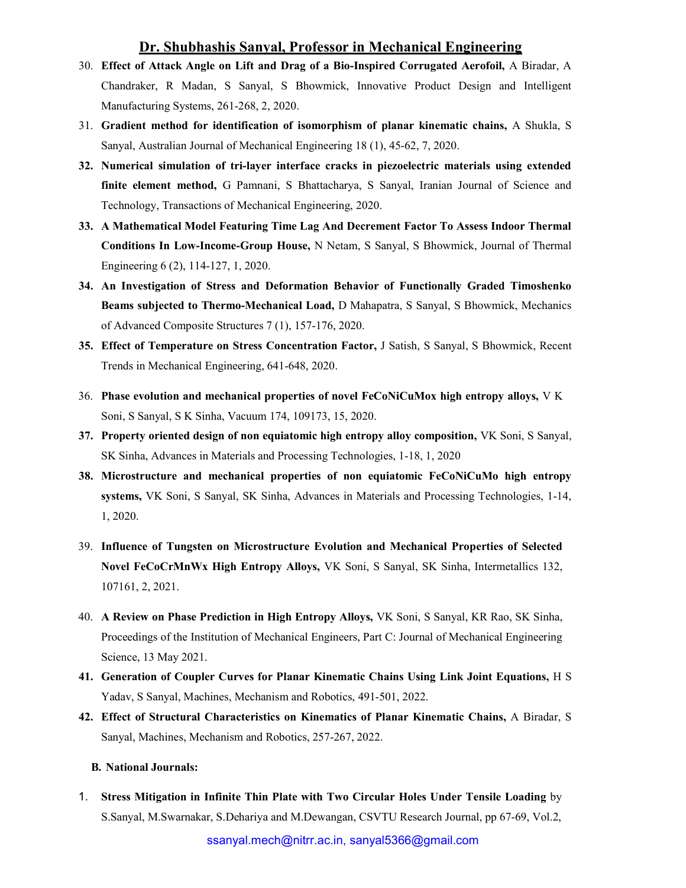30. **Effect of Attack Angle on Lift and Drag of a Bio-Inspired Corrugated Aerofoil,** A Biradar, A Chandraker, R Madan, S Sanyal, S Bhowmick, Innovative Product Design and Intelligent Manufacturing Systems, 261-268, 2, 2020.
31. **Gradient method for identification of isomorphism of planar kinematic chains,** A Shukla, S Sanyal, Australian Journal of Mechanical Engineering 18 (1), 45-62, 7, 2020.
32. **Numerical simulation of tri-layer interface cracks in piezoelectric materials using extended finite element method,** G Pamnani, S Bhattacharya, S Sanyal, Iranian Journal of Science and Technology, Transactions of Mechanical Engineering, 2020.
33. **A Mathematical Model Featuring Time Lag And Decrement Factor To Assess Indoor Thermal Conditions In Low-Income-Group House,** N Netam, S Sanyal, S Bhowmick, Journal of Thermal Engineering 6 (2), 114-127, 1, 2020.
34. **An Investigation of Stress and Deformation Behavior of Functionally Graded Timoshenko Beams subjected to Thermo-Mechanical Load,** D Mahapatra, S Sanyal, S Bhowmick, Mechanics of Advanced Composite Structures 7 (1), 157-176, 2020.
35. **Effect of Temperature on Stress Concentration Factor,** J Satish, S Sanyal, S Bhowmick, Recent Trends in Mechanical Engineering, 641-648, 2020.
36. **Phase evolution and mechanical properties of novel FeCoNiCuMox high entropy alloys,** V K Soni, S Sanyal, S K Sinha, Vacuum 174, 109173, 15, 2020.
37. **Property oriented design of non equiatomic high entropy alloy composition,** VK Soni, S Sanyal, SK Sinha, Advances in Materials and Processing Technologies, 1-18, 1, 2020
38. **Microstructure and mechanical properties of non equiatomic FeCoNiCuMo high entropy systems,** VK Soni, S Sanyal, SK Sinha, Advances in Materials and Processing Technologies, 1-14, 1, 2020.
39. **Influence of Tungsten on Microstructure Evolution and Mechanical Properties of Selected Novel FeCoCrMnWx High Entropy Alloys,** VK Soni, S Sanyal, SK Sinha, Intermetallics 132, 107161, 2, 2021.
40. **A Review on Phase Prediction in High Entropy Alloys,** VK Soni, S Sanyal, KR Rao, SK Sinha, Proceedings of the Institution of Mechanical Engineers, Part C: Journal of Mechanical Engineering Science, 13 May 2021.
41. **Generation of Coupler Curves for Planar Kinematic Chains Using Link Joint Equations,** H S Yadav, S Sanyal, Machines, Mechanism and Robotics, 491-501, 2022.
42. **Effect of Structural Characteristics on Kinematics of Planar Kinematic Chains,** A Biradar, S Sanyal, Machines, Mechanism and Robotics, 257-267, 2022.

**B. National Journals:**

1. **Stress Mitigation in Infinite Thin Plate with Two Circular Holes Under Tensile Loading** by S.Sanyal, M.Swarnakar, S.Dehariya and M.Dewangan, CSVTU Research Journal, pp 67-69, Vol.2,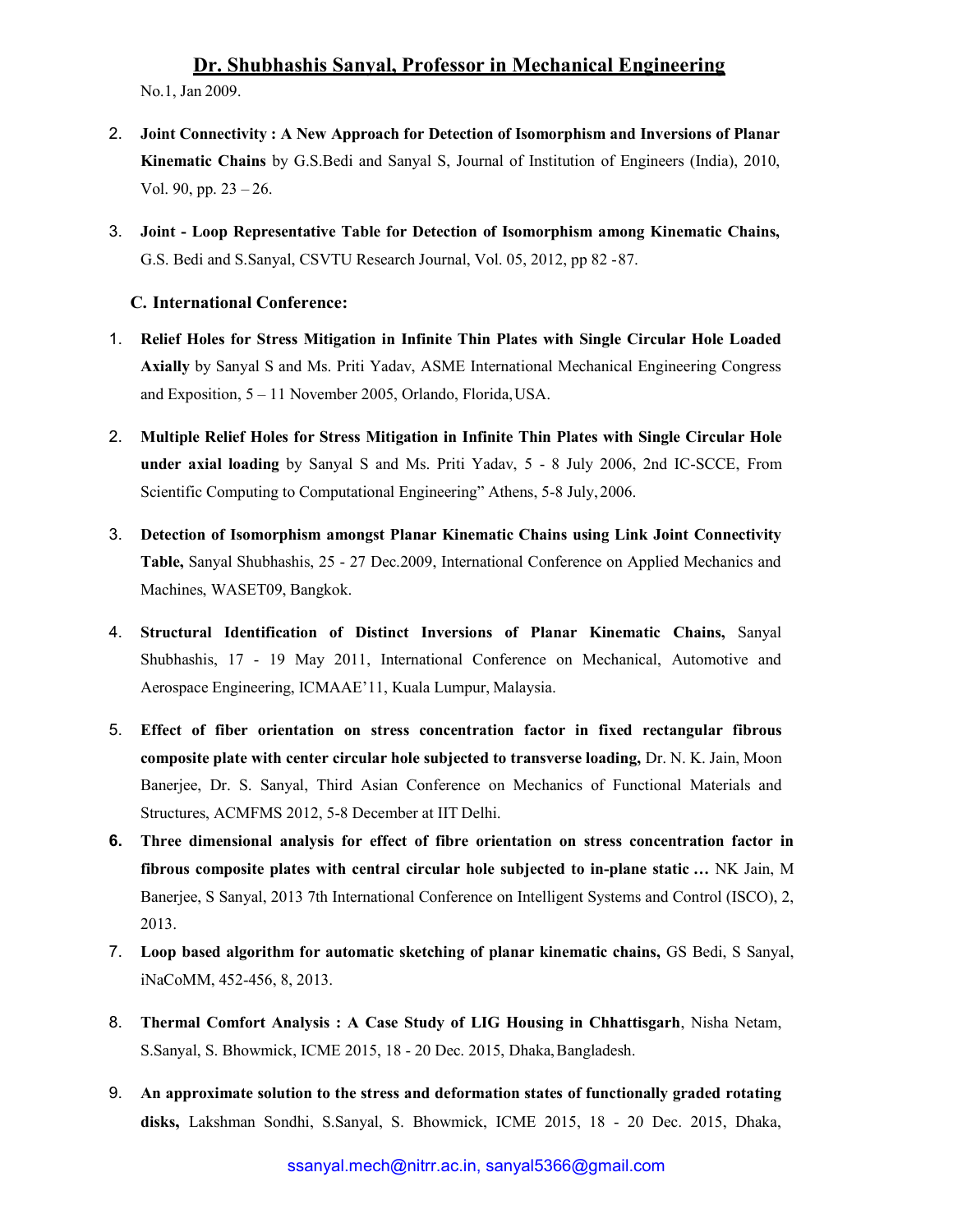No.1, Jan 2009.

2. **Joint Connectivity : A New Approach for Detection of Isomorphism and Inversions of Planar Kinematic Chains** by G.S.Bedi and Sanyal S, Journal of Institution of Engineers (India), 2010, Vol. 90, pp. 23 – 26.

3. **Joint - Loop Representative Table for Detection of Isomorphism among Kinematic Chains,** G.S. Bedi and S.Sanyal, CSVTU Research Journal, Vol. 05, 2012, pp 82 -87.

### C. International Conference:

1. **Relief Holes for Stress Mitigation in Infinite Thin Plates with Single Circular Hole Loaded Axially** by Sanyal S and Ms. Priti Yadav, ASME International Mechanical Engineering Congress and Exposition, 5 – 11 November 2005, Orlando, Florida, USA.

2. **Multiple Relief Holes for Stress Mitigation in Infinite Thin Plates with Single Circular Hole under axial loading** by Sanyal S and Ms. Priti Yadav, 5 - 8 July 2006, 2nd IC-SCCE, From Scientific Computing to Computational Engineering" Athens, 5-8 July, 2006.

3. **Detection of Isomorphism amongst Planar Kinematic Chains using Link Joint Connectivity Table,** Sanyal Shubhashis, 25 - 27 Dec.2009, International Conference on Applied Mechanics and Machines, WASET09, Bangkok.

4. **Structural Identification of Distinct Inversions of Planar Kinematic Chains,** Sanyal Shubhashis, 17 - 19 May 2011, International Conference on Mechanical, Automotive and Aerospace Engineering, ICMAAE'11, Kuala Lumpur, Malaysia.

5. **Effect of fiber orientation on stress concentration factor in fixed rectangular fibrous composite plate with center circular hole subjected to transverse loading,** Dr. N. K. Jain, Moon Banerjee, Dr. S. Sanyal, Third Asian Conference on Mechanics of Functional Materials and Structures, ACMFMS 2012, 5-8 December at IIT Delhi.

6. **Three dimensional analysis for effect of fibre orientation on stress concentration factor in fibrous composite plates with central circular hole subjected to in-plane static …** NK Jain, M Banerjee, S Sanyal, 2013 7th International Conference on Intelligent Systems and Control (ISCO), 2, 2013.

7. **Loop based algorithm for automatic sketching of planar kinematic chains,** GS Bedi, S Sanyal, iNaCoMM, 452-456, 8, 2013.

8. **Thermal Comfort Analysis : A Case Study of LIG Housing in Chhattisgarh**, Nisha Netam, S.Sanyal, S. Bhowmick, ICME 2015, 18 - 20 Dec. 2015, Dhaka, Bangladesh.

9. **An approximate solution to the stress and deformation states of functionally graded rotating disks,** Lakshman Sondhi, S.Sanyal, S. Bhowmick, ICME 2015, 18 - 20 Dec. 2015, Dhaka,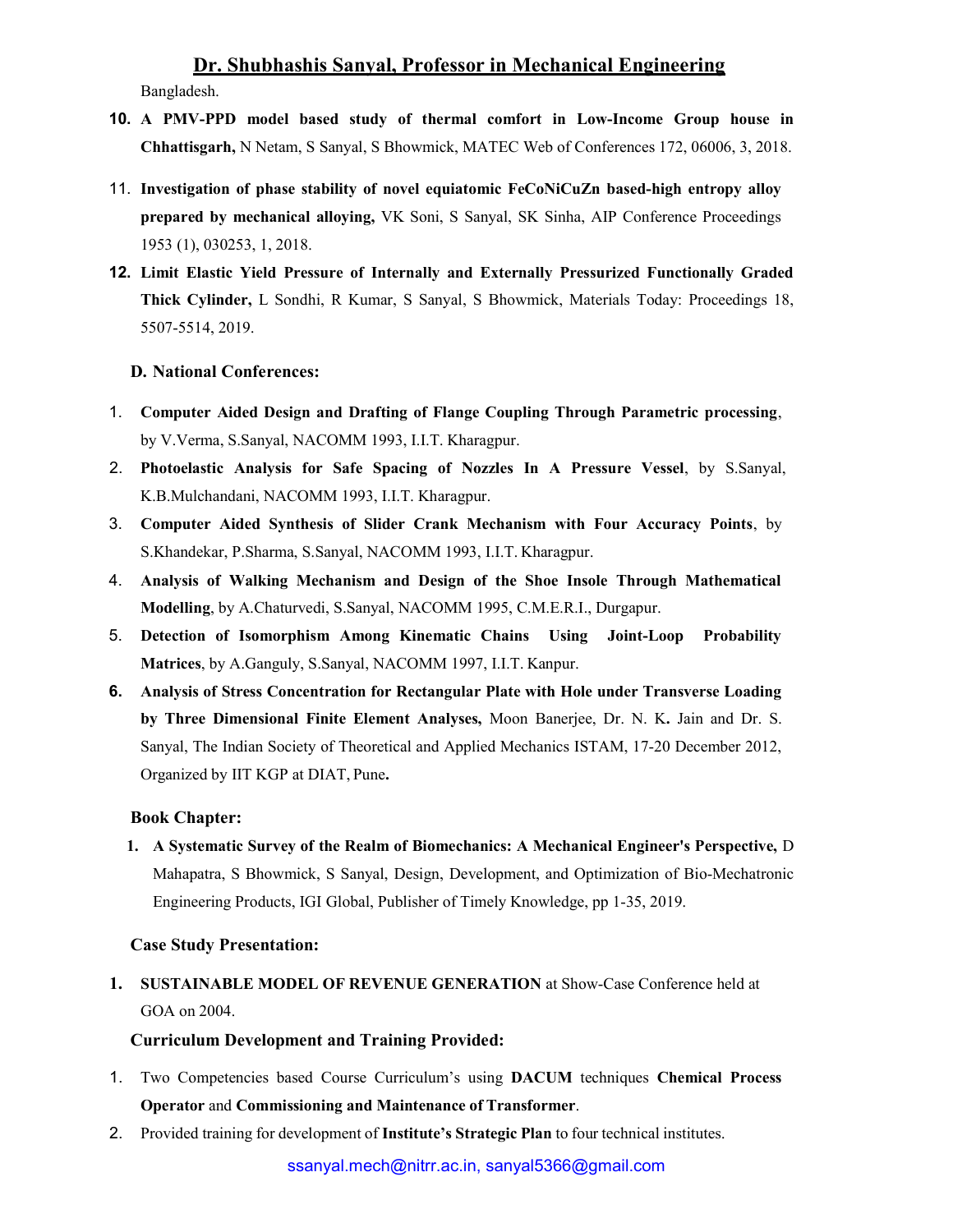Bangladesh.

10. **A PMV-PPD model based study of thermal comfort in Low-Income Group house in Chhattisgarh,** N Netam, S Sanyal, S Bhowmick, MATEC Web of Conferences 172, 06006, 3, 2018.

11. **Investigation of phase stability of novel equiatomic FeCoNiCuZn based-high entropy alloy prepared by mechanical alloying,** VK Soni, S Sanyal, SK Sinha, AIP Conference Proceedings 1953 (1), 030253, 1, 2018.

12. **Limit Elastic Yield Pressure of Internally and Externally Pressurized Functionally Graded Thick Cylinder,** L Sondhi, R Kumar, S Sanyal, S Bhowmick, Materials Today: Proceedings 18, 5507-5514, 2019.

### D. National Conferences:

1. **Computer Aided Design and Drafting of Flange Coupling Through Parametric processing**, by V.Verma, S.Sanyal, NACOMM 1993, I.I.T. Kharagpur.
2. **Photoelastic Analysis for Safe Spacing of Nozzles In A Pressure Vessel**, by S.Sanyal, K.B.Mulchandani, NACOMM 1993, I.I.T. Kharagpur.
3. **Computer Aided Synthesis of Slider Crank Mechanism with Four Accuracy Points**, by S.Khandekar, P.Sharma, S.Sanyal, NACOMM 1993, I.I.T. Kharagpur.
4. **Analysis of Walking Mechanism and Design of the Shoe Insole Through Mathematical Modelling**, by A.Chaturvedi, S.Sanyal, NACOMM 1995, C.M.E.R.I., Durgapur.
5. **Detection of Isomorphism Among Kinematic Chains Using Joint-Loop Probability Matrices**, by A.Ganguly, S.Sanyal, NACOMM 1997, I.I.T. Kanpur.
6. **Analysis of Stress Concentration for Rectangular Plate with Hole under Transverse Loading by Three Dimensional Finite Element Analyses,** Moon Banerjee, Dr. N. K**.** Jain and Dr. S. Sanyal, The Indian Society of Theoretical and Applied Mechanics ISTAM, 17-20 December 2012, Organized by IIT KGP at DIAT, Pune**.**

### Book Chapter:

1. **A Systematic Survey of the Realm of Biomechanics: A Mechanical Engineer's Perspective,** D Mahapatra, S Bhowmick, S Sanyal, Design, Development, and Optimization of Bio-Mechatronic Engineering Products, IGI Global, Publisher of Timely Knowledge, pp 1-35, 2019.

### Case Study Presentation:

1. **SUSTAINABLE MODEL OF REVENUE GENERATION** at Show-Case Conference held at GOA on 2004.

### Curriculum Development and Training Provided:

1. Two Competencies based Course Curriculum's using **DACUM** techniques **Chemical Process Operator** and **Commissioning and Maintenance of Transformer**.
2. Provided training for development of **Institute's Strategic Plan** to four technical institutes.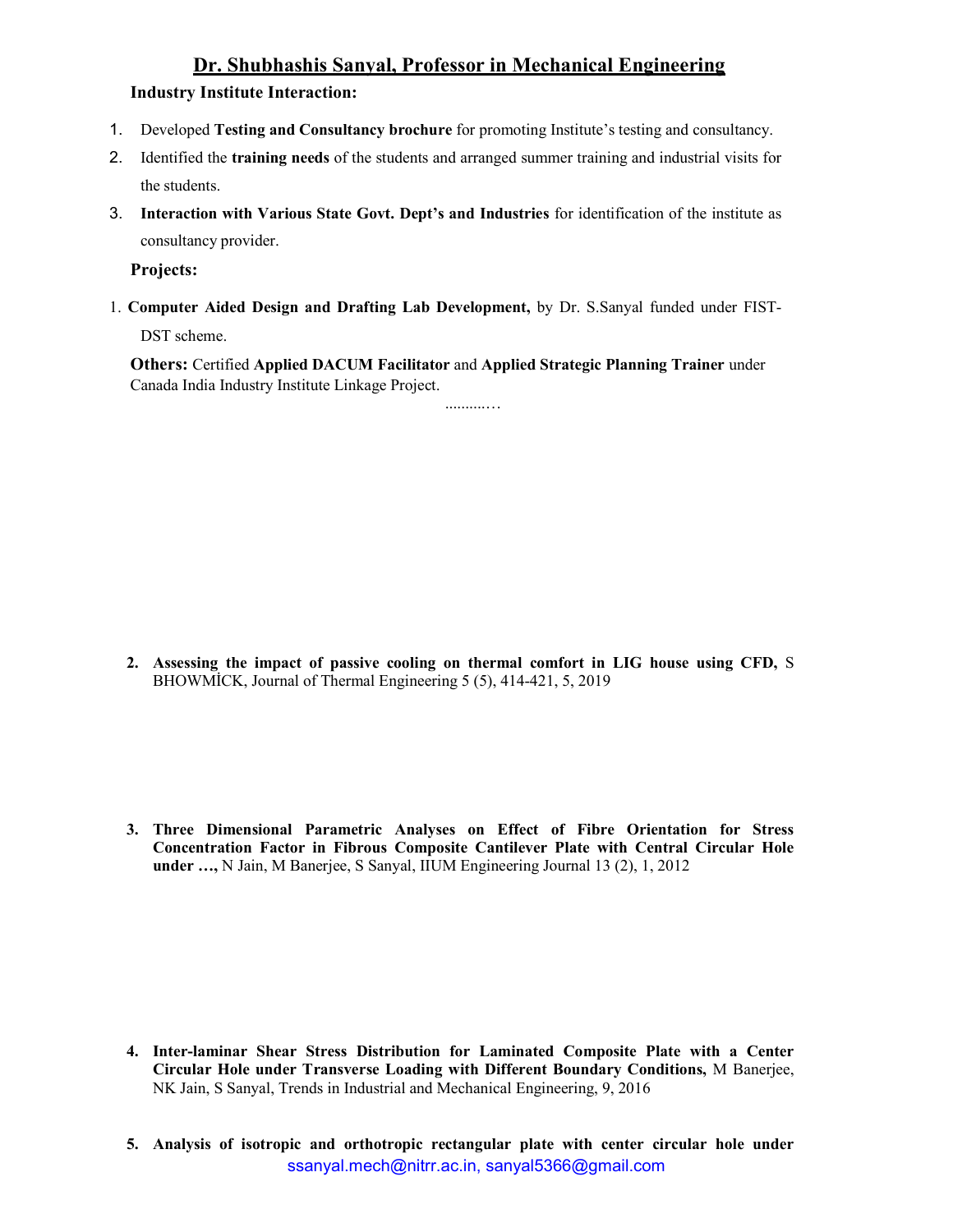## Dr. Shubhashis Sanyal, Professor in Mechanical Engineering

### Industry Institute Interaction:

1. Developed **Testing and Consultancy brochure** for promoting Institute's testing and consultancy.
2. Identified the **training needs** of the students and arranged summer training and industrial visits for the students.
3. **Interaction with Various State Govt. Dept's and Industries** for identification of the institute as consultancy provider.

### Projects:

1. **Computer Aided Design and Drafting Lab Development,** by Dr. S.Sanyal funded under FIST-DST scheme.

**Others:** Certified **Applied DACUM Facilitator** and **Applied Strategic Planning Trainer** under Canada India Industry Institute Linkage Project.

..........…

2. **Assessing the impact of passive cooling on thermal comfort in LIG house using CFD,** S BHOWMİCK, Journal of Thermal Engineering 5 (5), 414-421, 5, 2019

3. **Three Dimensional Parametric Analyses on Effect of Fibre Orientation for Stress Concentration Factor in Fibrous Composite Cantilever Plate with Central Circular Hole under …,** N Jain, M Banerjee, S Sanyal, IIUM Engineering Journal 13 (2), 1, 2012

4. **Inter-laminar Shear Stress Distribution for Laminated Composite Plate with a Center Circular Hole under Transverse Loading with Different Boundary Conditions,** M Banerjee, NK Jain, S Sanyal, Trends in Industrial and Mechanical Engineering, 9, 2016

5. **Analysis of isotropic and orthotropic rectangular plate with center circular hole under**

ssanyal.mech@nitrr.ac.in, sanyal5366@gmail.com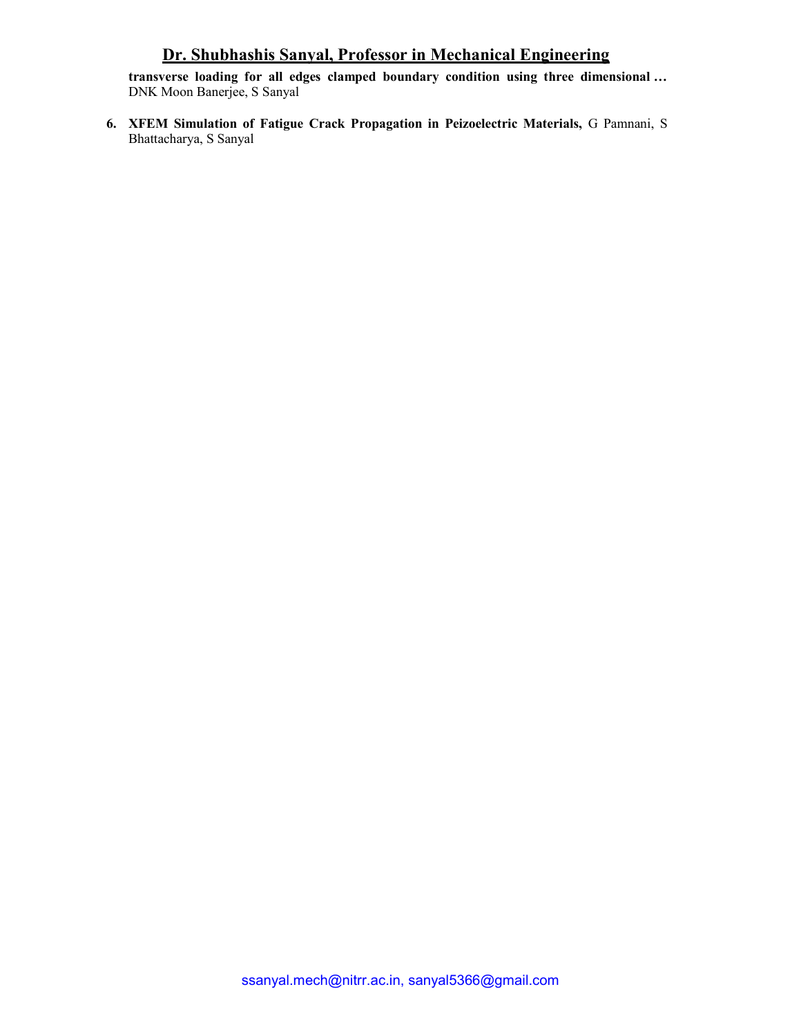**transverse loading for all edges clamped boundary condition using three dimensional …** DNK Moon Banerjee, S Sanyal

6. **XFEM Simulation of Fatigue Crack Propagation in Peizoelectric Materials,** G Pamnani, S Bhattacharya, S Sanyal